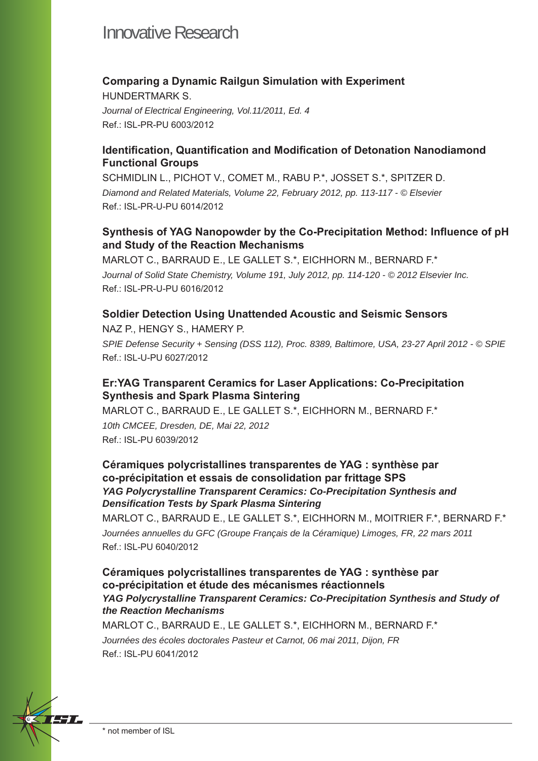# Innovative Research

**Comparing a Dynamic Railgun Simulation with Experiment**
HUNDERTMARK S.
*Journal of Electrical Engineering, Vol.11/2011, Ed. 4*
Ref.: ISL-PR-PU 6003/2012

**Identification, Quantification and Modification of Detonation Nanodiamond Functional Groups**
SCHMIDLIN L., PICHOT V., COMET M., RABU P.*, JOSSET S.*, SPITZER D.
*Diamond and Related Materials, Volume 22, February 2012, pp. 113-117 - © Elsevier*
Ref.: ISL-PR-U-PU 6014/2012

**Synthesis of YAG Nanopowder by the Co-Precipitation Method: Influence of pH and Study of the Reaction Mechanisms**
MARLOT C., BARRAUD E., LE GALLET S.*, EICHHORN M., BERNARD F.*
*Journal of Solid State Chemistry, Volume 191, July 2012, pp. 114-120 - © 2012 Elsevier Inc.*
Ref.: ISL-PR-U-PU 6016/2012

**Soldier Detection Using Unattended Acoustic and Seismic Sensors**
NAZ P., HENGY S., HAMERY P.
*SPIE Defense Security + Sensing (DSS 112), Proc. 8389, Baltimore, USA, 23-27 April 2012 - © SPIE*
Ref.: ISL-U-PU 6027/2012

**Er:YAG Transparent Ceramics for Laser Applications: Co-Precipitation Synthesis and Spark Plasma Sintering**
MARLOT C., BARRAUD E., LE GALLET S.*, EICHHORN M., BERNARD F.*
*10th CMCEE, Dresden, DE, Mai 22, 2012*
Ref.: ISL-PU 6039/2012

**Céramiques polycristallines transparentes de YAG : synthèse par co-précipitation et essais de consolidation par frittage SPS**
***YAG Polycrystalline Transparent Ceramics: Co-Precipitation Synthesis and Densification Tests by Spark Plasma Sintering***
MARLOT C., BARRAUD E., LE GALLET S.*, EICHHORN M., MOITRIER F.*, BERNARD F.*
*Journées annuelles du GFC (Groupe Français de la Céramique) Limoges, FR, 22 mars 2011*
Ref.: ISL-PU 6040/2012

**Céramiques polycristallines transparentes de YAG : synthèse par co-précipitation et étude des mécanismes réactionnels**
***YAG Polycrystalline Transparent Ceramics: Co-Precipitation Synthesis and Study of the Reaction Mechanisms***
MARLOT C., BARRAUD E., LE GALLET S.*, EICHHORN M., BERNARD F.*
*Journées des écoles doctorales Pasteur et Carnot, 06 mai 2011, Dijon, FR*
Ref.: ISL-PU 6041/2012

\* not member of ISL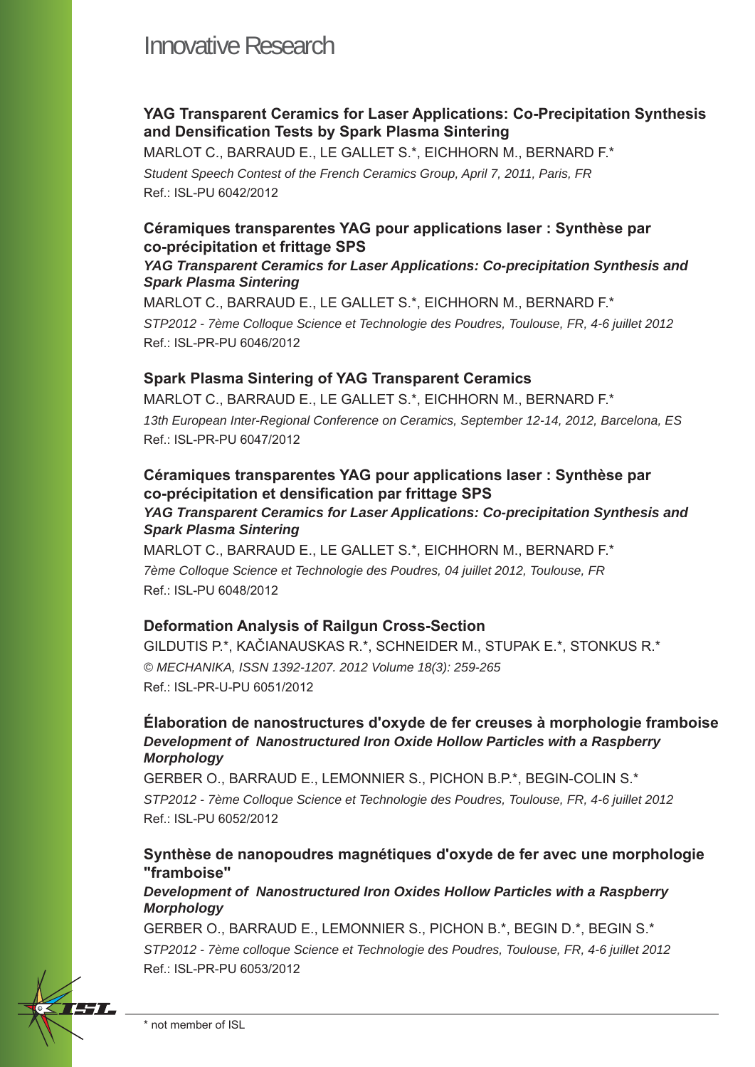# Innovative Research

### YAG Transparent Ceramics for Laser Applications: Co-Precipitation Synthesis and Densification Tests by Spark Plasma Sintering

MARLOT C., BARRAUD E., LE GALLET S.*, EICHHORN M., BERNARD F.*

*Student Speech Contest of the French Ceramics Group, April 7, 2011, Paris, FR*

Ref.: ISL-PU 6042/2012

### Céramiques transparentes YAG pour applications laser : Synthèse par co-précipitation et frittage SPS

***YAG Transparent Ceramics for Laser Applications: Co-precipitation Synthesis and Spark Plasma Sintering***

MARLOT C., BARRAUD E., LE GALLET S.*, EICHHORN M., BERNARD F.*

*STP2012 - 7ème Colloque Science et Technologie des Poudres, Toulouse, FR, 4-6 juillet 2012*

Ref.: ISL-PR-PU 6046/2012

### Spark Plasma Sintering of YAG Transparent Ceramics

MARLOT C., BARRAUD E., LE GALLET S.*, EICHHORN M., BERNARD F.*

*13th European Inter-Regional Conference on Ceramics, September 12-14, 2012, Barcelona, ES*

Ref.: ISL-PR-PU 6047/2012

### Céramiques transparentes YAG pour applications laser : Synthèse par co-précipitation et densification par frittage SPS

***YAG Transparent Ceramics for Laser Applications: Co-precipitation Synthesis and Spark Plasma Sintering***

MARLOT C., BARRAUD E., LE GALLET S.*, EICHHORN M., BERNARD F.*

*7ème Colloque Science et Technologie des Poudres, 04 juillet 2012, Toulouse, FR*

Ref.: ISL-PU 6048/2012

### Deformation Analysis of Railgun Cross-Section

GILDUTIS P.*, KAČIANAUSKAS R.*, SCHNEIDER M., STUPAK E.*, STONKUS R.*

*© MECHANIKA, ISSN 1392-1207. 2012 Volume 18(3): 259-265*

Ref.: ISL-PR-U-PU 6051/2012

### Élaboration de nanostructures d'oxyde de fer creuses à morphologie framboise

***Development of Nanostructured Iron Oxide Hollow Particles with a Raspberry Morphology***

GERBER O., BARRAUD E., LEMONNIER S., PICHON B.P.*, BEGIN-COLIN S.*

*STP2012 - 7ème Colloque Science et Technologie des Poudres, Toulouse, FR, 4-6 juillet 2012*

Ref.: ISL-PU 6052/2012

### Synthèse de nanopoudres magnétiques d'oxyde de fer avec une morphologie "framboise"

***Development of Nanostructured Iron Oxides Hollow Particles with a Raspberry Morphology***

GERBER O., BARRAUD E., LEMONNIER S., PICHON B.*, BEGIN D.*, BEGIN S.*

*STP2012 - 7ème colloque Science et Technologie des Poudres, Toulouse, FR, 4-6 juillet 2012*

Ref.: ISL-PR-PU 6053/2012

\* not member of ISL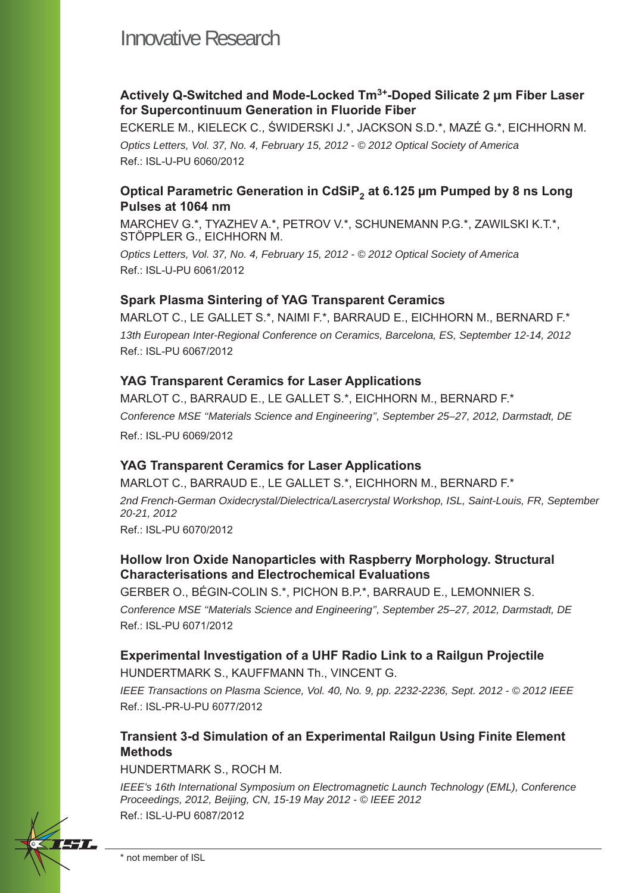# Innovative Research

### Actively Q-Switched and Mode-Locked $Tm^{3+}$-Doped Silicate 2 µm Fiber Laser for Supercontinuum Generation in Fluoride Fiber

ECKERLE M., KIELECK C., ŚWIDERSKI J.*, JACKSON S.D.*, MAZÉ G.*, EICHHORN M.

*Optics Letters, Vol. 37, No. 4, February 15, 2012 - © 2012 Optical Society of America*

Ref.: ISL-U-PU 6060/2012

### Optical Parametric Generation in $CdSiP_2$ at 6.125 µm Pumped by 8 ns Long Pulses at 1064 nm

MARCHEV G.*, TYAZHEV A.*, PETROV V.*, SCHUNEMANN P.G.*, ZAWILSKI K.T.*, STÖPPLER G., EICHHORN M.

*Optics Letters, Vol. 37, No. 4, February 15, 2012 - © 2012 Optical Society of America*

Ref.: ISL-U-PU 6061/2012

### Spark Plasma Sintering of YAG Transparent Ceramics

MARLOT C., LE GALLET S.*, NAIMI F.*, BARRAUD E., EICHHORN M., BERNARD F.*

*13th European Inter-Regional Conference on Ceramics, Barcelona, ES, September 12-14, 2012*

Ref.: ISL-PU 6067/2012

### YAG Transparent Ceramics for Laser Applications

MARLOT C., BARRAUD E., LE GALLET S.*, EICHHORN M., BERNARD F.*

*Conference MSE "Materials Science and Engineering", September 25–27, 2012, Darmstadt, DE*

Ref.: ISL-PU 6069/2012

### YAG Transparent Ceramics for Laser Applications

MARLOT C., BARRAUD E., LE GALLET S.*, EICHHORN M., BERNARD F.*

*2nd French-German Oxidecrystal/Dielectrica/Lasercrystal Workshop, ISL, Saint-Louis, FR, September 20-21, 2012*

Ref.: ISL-PU 6070/2012

### Hollow Iron Oxide Nanoparticles with Raspberry Morphology. Structural Characterisations and Electrochemical Evaluations

GERBER O., BÉGIN-COLIN S.*, PICHON B.P.*, BARRAUD E., LEMONNIER S.

*Conference MSE "Materials Science and Engineering", September 25–27, 2012, Darmstadt, DE*

Ref.: ISL-PU 6071/2012

### Experimental Investigation of a UHF Radio Link to a Railgun Projectile

HUNDERTMARK S., KAUFFMANN Th., VINCENT G.

*IEEE Transactions on Plasma Science, Vol. 40, No. 9, pp. 2232-2236, Sept. 2012 - © 2012 IEEE*

Ref.: ISL-PR-U-PU 6077/2012

### Transient 3-d Simulation of an Experimental Railgun Using Finite Element Methods

HUNDERTMARK S., ROCH M.

*IEEE's 16th International Symposium on Electromagnetic Launch Technology (EML), Conference Proceedings, 2012, Beijing, CN, 15-19 May 2012 - © IEEE 2012*

Ref.: ISL-U-PU 6087/2012

* not member of ISL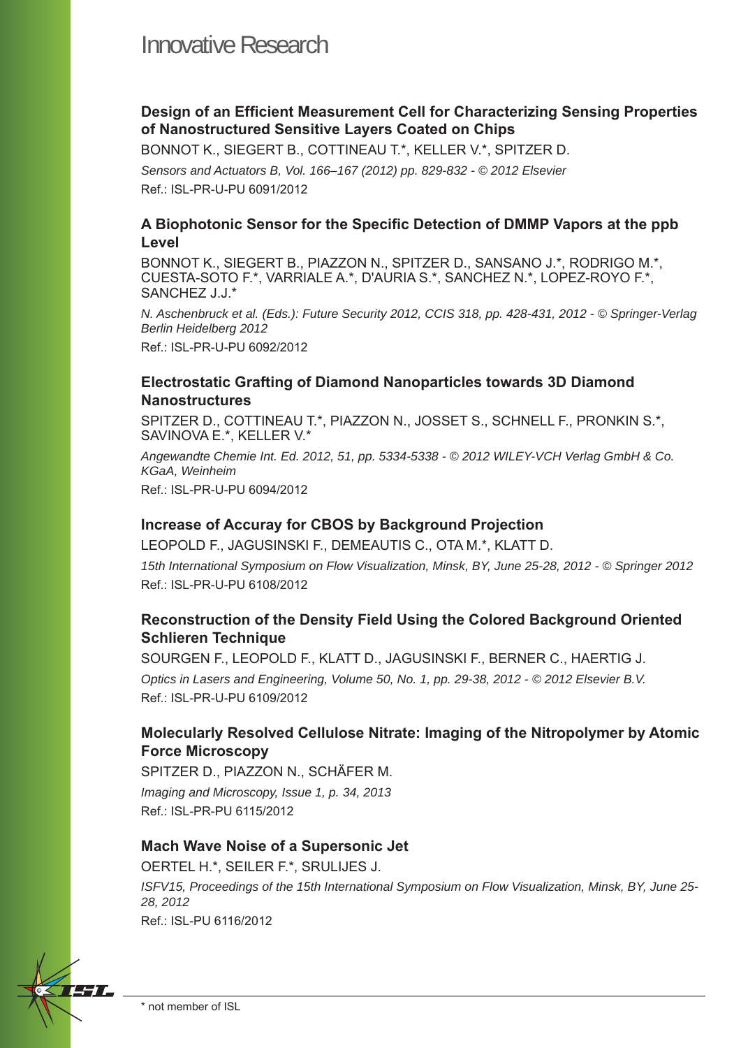# Innovative Research

### Design of an Efficient Measurement Cell for Characterizing Sensing Properties of Nanostructured Sensitive Layers Coated on Chips

BONNOT K., SIEGERT B., COTTINEAU T.*, KELLER V.*, SPITZER D.

*Sensors and Actuators B, Vol. 166–167 (2012) pp. 829-832 - © 2012 Elsevier*

Ref.: ISL-PR-U-PU 6091/2012

### A Biophotonic Sensor for the Specific Detection of DMMP Vapors at the ppb Level

BONNOT K., SIEGERT B., PIAZZON N., SPITZER D., SANSANO J.*, RODRIGO M.*, CUESTA-SOTO F.*, VARRIALE A.*, D'AURIA S.*, SANCHEZ N.*, LOPEZ-ROYO F.*, SANCHEZ J.J.*

*N. Aschenbruck et al. (Eds.): Future Security 2012, CCIS 318, pp. 428-431, 2012 - © Springer-Verlag Berlin Heidelberg 2012*

Ref.: ISL-PR-U-PU 6092/2012

### Electrostatic Grafting of Diamond Nanoparticles towards 3D Diamond Nanostructures

SPITZER D., COTTINEAU T.*, PIAZZON N., JOSSET S., SCHNELL F., PRONKIN S.*, SAVINOVA E.*, KELLER V.*

*Angewandte Chemie Int. Ed. 2012, 51, pp. 5334-5338 - © 2012 WILEY-VCH Verlag GmbH & Co. KGaA, Weinheim*

Ref.: ISL-PR-U-PU 6094/2012

### Increase of Accuray for CBOS by Background Projection

LEOPOLD F., JAGUSINSKI F., DEMEAUTIS C., OTA M.*, KLATT D.

*15th International Symposium on Flow Visualization, Minsk, BY, June 25-28, 2012 - © Springer 2012*

Ref.: ISL-PR-U-PU 6108/2012

### Reconstruction of the Density Field Using the Colored Background Oriented Schlieren Technique

SOURGEN F., LEOPOLD F., KLATT D., JAGUSINSKI F., BERNER C., HAERTIG J.

*Optics in Lasers and Engineering, Volume 50, No. 1, pp. 29-38, 2012 - © 2012 Elsevier B.V.*

Ref.: ISL-PR-U-PU 6109/2012

### Molecularly Resolved Cellulose Nitrate: Imaging of the Nitropolymer by Atomic Force Microscopy

SPITZER D., PIAZZON N., SCHÄFER M.

*Imaging and Microscopy, Issue 1, p. 34, 2013*

Ref.: ISL-PR-PU 6115/2012

### Mach Wave Noise of a Supersonic Jet

OERTEL H.*, SEILER F.*, SRULIJES J.

*ISFV15, Proceedings of the 15th International Symposium on Flow Visualization, Minsk, BY, June 25-28, 2012*

Ref.: ISL-PU 6116/2012

\* not member of ISL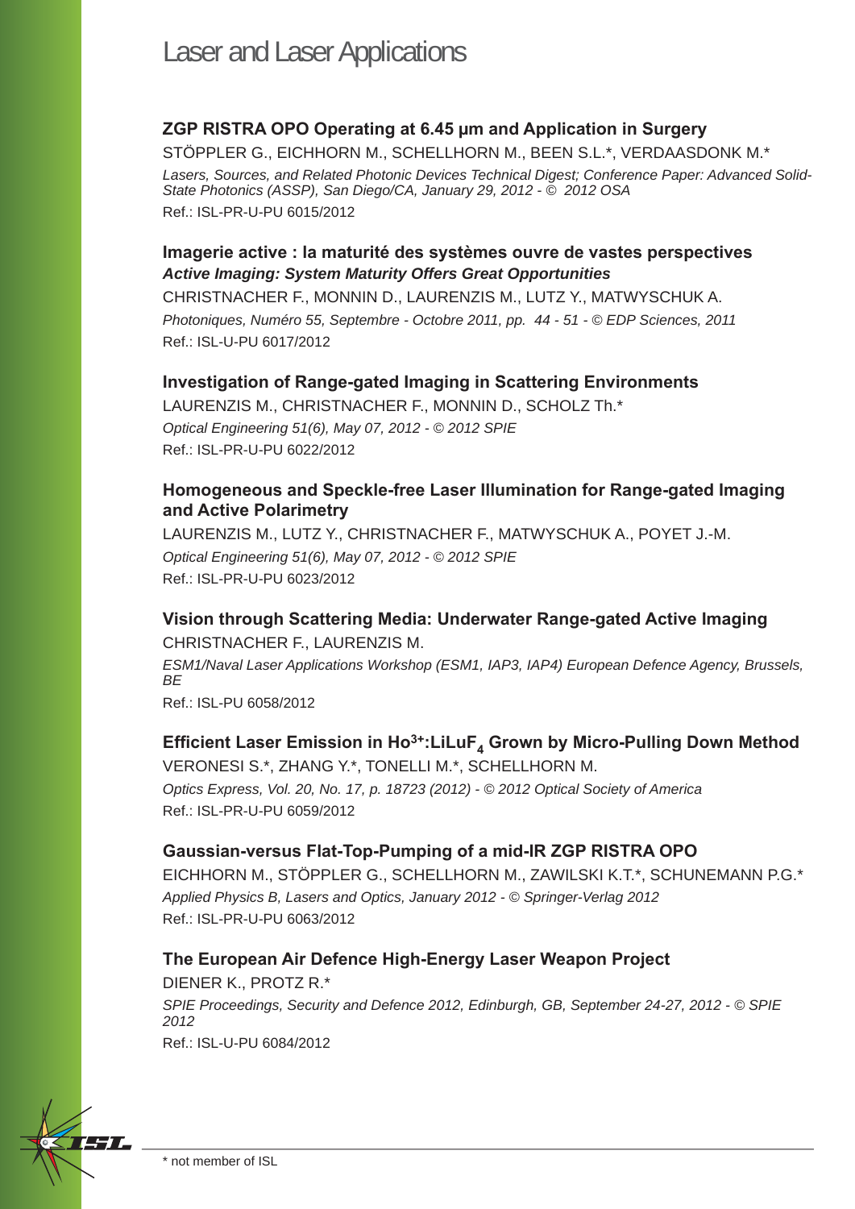# Laser and Laser Applications

### ZGP RISTRA OPO Operating at 6.45 µm and Application in Surgery

STÖPPLER G., EICHHORN M., SCHELLHORN M., BEEN S.L.*, VERDAASDONK M.*

*Lasers, Sources, and Related Photonic Devices Technical Digest; Conference Paper: Advanced Solid-State Photonics (ASSP), San Diego/CA, January 29, 2012 - © 2012 OSA*

Ref.: ISL-PR-U-PU 6015/2012

### Imagerie active : la maturité des systèmes ouvre de vastes perspectives
***Active Imaging: System Maturity Offers Great Opportunities***

CHRISTNACHER F., MONNIN D., LAURENZIS M., LUTZ Y., MATWYSCHUK A.

*Photoniques, Numéro 55, Septembre - Octobre 2011, pp. 44 - 51 - © EDP Sciences, 2011*

Ref.: ISL-U-PU 6017/2012

### Investigation of Range-gated Imaging in Scattering Environments

LAURENZIS M., CHRISTNACHER F., MONNIN D., SCHOLZ Th.*

*Optical Engineering 51(6), May 07, 2012 - © 2012 SPIE*

Ref.: ISL-PR-U-PU 6022/2012

### Homogeneous and Speckle-free Laser Illumination for Range-gated Imaging and Active Polarimetry

LAURENZIS M., LUTZ Y., CHRISTNACHER F., MATWYSCHUK A., POYET J.-M.

*Optical Engineering 51(6), May 07, 2012 - © 2012 SPIE*

Ref.: ISL-PR-U-PU 6023/2012

### Vision through Scattering Media: Underwater Range-gated Active Imaging

CHRISTNACHER F., LAURENZIS M.

*ESM1/Naval Laser Applications Workshop (ESM1, IAP3, IAP4) European Defence Agency, Brussels, BE*

Ref.: ISL-PU 6058/2012

### Efficient Laser Emission in $Ho^{3+}$:$LiLuF_4$ Grown by Micro-Pulling Down Method

VERONESI S.*, ZHANG Y.*, TONELLI M.*, SCHELLHORN M.

*Optics Express, Vol. 20, No. 17, p. 18723 (2012) - © 2012 Optical Society of America*

Ref.: ISL-PR-U-PU 6059/2012

### Gaussian-versus Flat-Top-Pumping of a mid-IR ZGP RISTRA OPO

EICHHORN M., STÖPPLER G., SCHELLHORN M., ZAWILSKI K.T.*, SCHUNEMANN P.G.*

*Applied Physics B, Lasers and Optics, January 2012 - © Springer-Verlag 2012*

Ref.: ISL-PR-U-PU 6063/2012

### The European Air Defence High-Energy Laser Weapon Project

DIENER K., PROTZ R.*

*SPIE Proceedings, Security and Defence 2012, Edinburgh, GB, September 24-27, 2012 - © SPIE 2012*

Ref.: ISL-U-PU 6084/2012

* not member of ISL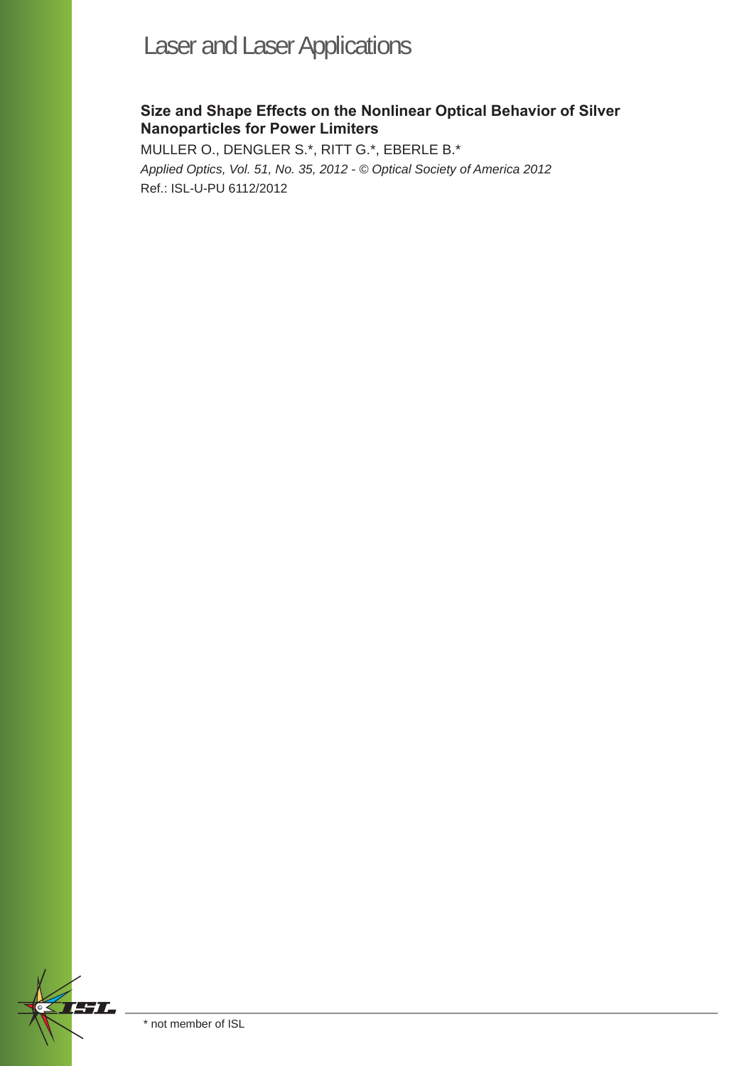# Laser and Laser Applications

**Size and Shape Effects on the Nonlinear Optical Behavior of Silver Nanoparticles for Power Limiters**

MULLER O., DENGLER S.*, RITT G.*, EBERLE B.*

*Applied Optics, Vol. 51, No. 35, 2012 - © Optical Society of America 2012*

Ref.: ISL-U-PU 6112/2012

* not member of ISL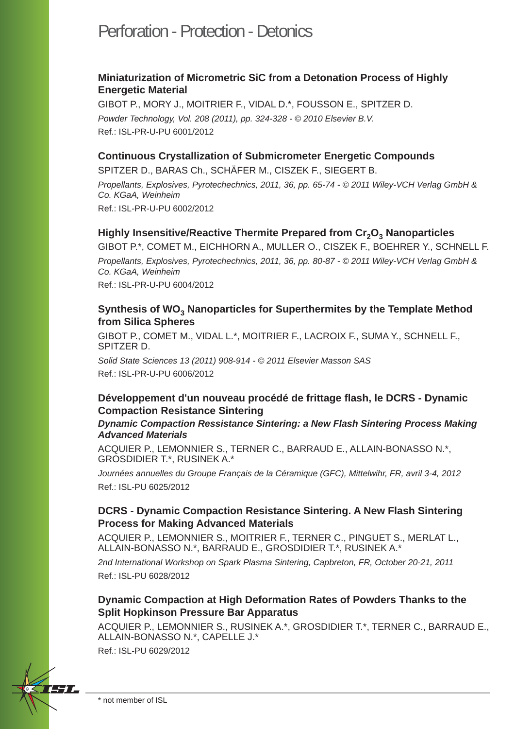# Perforation - Protection - Detonics

**Miniaturization of Micrometric SiC from a Detonation Process of Highly Energetic Material**

GIBOT P., MORY J., MOITRIER F., VIDAL D.*, FOUSSON E., SPITZER D.

*Powder Technology, Vol. 208 (2011), pp. 324-328 - © 2010 Elsevier B.V.*

Ref.: ISL-PR-U-PU 6001/2012

**Continuous Crystallization of Submicrometer Energetic Compounds**

SPITZER D., BARAS Ch., SCHÄFER M., CISZEK F., SIEGERT B.

*Propellants, Explosives, Pyrotechechnics, 2011, 36, pp. 65-74 - © 2011 Wiley-VCH Verlag GmbH & Co. KGaA, Weinheim*

Ref.: ISL-PR-U-PU 6002/2012

**Highly Insensitive/Reactive Thermite Prepared from $Cr_2O_3$ Nanoparticles**

GIBOT P.*, COMET M., EICHHORN A., MULLER O., CISZEK F., BOEHRER Y., SCHNELL F.

*Propellants, Explosives, Pyrotechechnics, 2011, 36, pp. 80-87 - © 2011 Wiley-VCH Verlag GmbH & Co. KGaA, Weinheim*

Ref.: ISL-PR-U-PU 6004/2012

**Synthesis of $WO_3$ Nanoparticles for Superthermites by the Template Method from Silica Spheres**

GIBOT P., COMET M., VIDAL L.*, MOITRIER F., LACROIX F., SUMA Y., SCHNELL F., SPITZER D.

*Solid State Sciences 13 (2011) 908-914 - © 2011 Elsevier Masson SAS*

Ref.: ISL-PR-U-PU 6006/2012

**Développement d'un nouveau procédé de frittage flash, le DCRS - Dynamic Compaction Resistance Sintering**

***Dynamic Compaction Ressistance Sintering: a New Flash Sintering Process Making Advanced Materials***

ACQUIER P., LEMONNIER S., TERNER C., BARRAUD E., ALLAIN-BONASSO N.*, GROSDIDIER T.*, RUSINEK A.*

*Journées annuelles du Groupe Français de la Céramique (GFC), Mittelwihr, FR, avril 3-4, 2012*

Ref.: ISL-PU 6025/2012

**DCRS - Dynamic Compaction Resistance Sintering. A New Flash Sintering Process for Making Advanced Materials**

ACQUIER P., LEMONNIER S., MOITRIER F., TERNER C., PINGUET S., MERLAT L., ALLAIN-BONASSO N.*, BARRAUD E., GROSDIDIER T.*, RUSINEK A.*

*2nd International Workshop on Spark Plasma Sintering, Capbreton, FR, October 20-21, 2011*

Ref.: ISL-PU 6028/2012

**Dynamic Compaction at High Deformation Rates of Powders Thanks to the Split Hopkinson Pressure Bar Apparatus**

ACQUIER P., LEMONNIER S., RUSINEK A.*, GROSDIDIER T.*, TERNER C., BARRAUD E., ALLAIN-BONASSO N.*, CAPELLE J.*

Ref.: ISL-PU 6029/2012

\* not member of ISL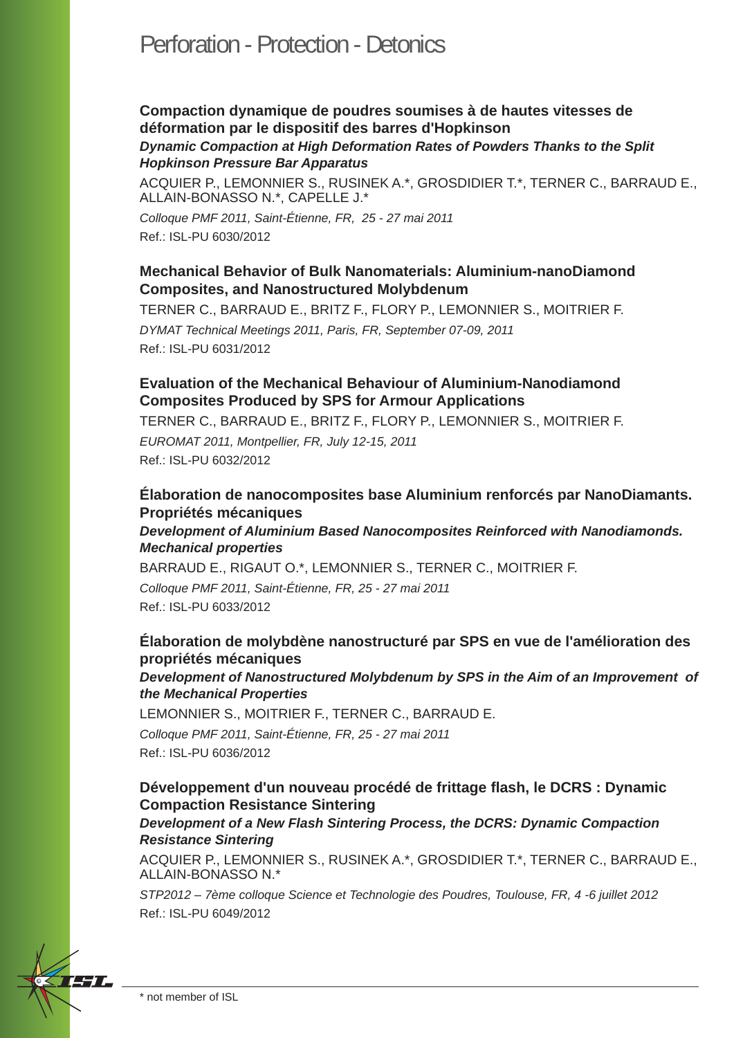# Perforation - Protection - Detonics

**Compaction dynamique de poudres soumises à de hautes vitesses de déformation par le dispositif des barres d'Hopkinson**

***Dynamic Compaction at High Deformation Rates of Powders Thanks to the Split Hopkinson Pressure Bar Apparatus***

ACQUIER P., LEMONNIER S., RUSINEK A.*, GROSDIDIER T.*, TERNER C., BARRAUD E., ALLAIN-BONASSO N.*, CAPELLE J.*

*Colloque PMF 2011, Saint-Étienne, FR, 25 - 27 mai 2011*

Ref.: ISL-PU 6030/2012

**Mechanical Behavior of Bulk Nanomaterials: Aluminium-nanoDiamond Composites, and Nanostructured Molybdenum**

TERNER C., BARRAUD E., BRITZ F., FLORY P., LEMONNIER S., MOITRIER F.

*DYMAT Technical Meetings 2011, Paris, FR, September 07-09, 2011*

Ref.: ISL-PU 6031/2012

**Evaluation of the Mechanical Behaviour of Aluminium-Nanodiamond Composites Produced by SPS for Armour Applications**

TERNER C., BARRAUD E., BRITZ F., FLORY P., LEMONNIER S., MOITRIER F.

*EUROMAT 2011, Montpellier, FR, July 12-15, 2011*

Ref.: ISL-PU 6032/2012

**Élaboration de nanocomposites base Aluminium renforcés par NanoDiamants. Propriétés mécaniques**

***Development of Aluminium Based Nanocomposites Reinforced with Nanodiamonds. Mechanical properties***

BARRAUD E., RIGAUT O.*, LEMONNIER S., TERNER C., MOITRIER F.

*Colloque PMF 2011, Saint-Étienne, FR, 25 - 27 mai 2011*

Ref.: ISL-PU 6033/2012

**Élaboration de molybdène nanostructuré par SPS en vue de l'amélioration des propriétés mécaniques**

***Development of Nanostructured Molybdenum by SPS in the Aim of an Improvement of the Mechanical Properties***

LEMONNIER S., MOITRIER F., TERNER C., BARRAUD E.

*Colloque PMF 2011, Saint-Étienne, FR, 25 - 27 mai 2011*

Ref.: ISL-PU 6036/2012

**Développement d'un nouveau procédé de frittage flash, le DCRS : Dynamic Compaction Resistance Sintering**

***Development of a New Flash Sintering Process, the DCRS: Dynamic Compaction Resistance Sintering***

ACQUIER P., LEMONNIER S., RUSINEK A.*, GROSDIDIER T.*, TERNER C., BARRAUD E., ALLAIN-BONASSO N.*

*STP2012 – 7ème colloque Science et Technologie des Poudres, Toulouse, FR, 4 -6 juillet 2012*

Ref.: ISL-PU 6049/2012

\* not member of ISL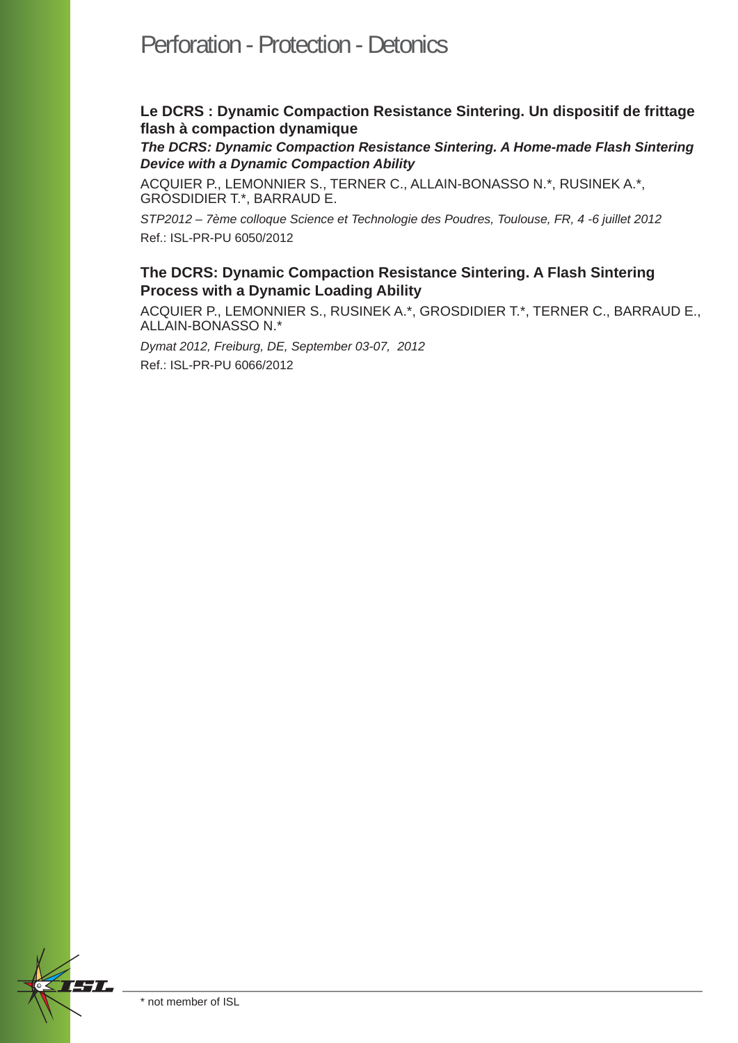# Perforation - Protection - Detonics

**Le DCRS : Dynamic Compaction Resistance Sintering. Un dispositif de frittage flash à compaction dynamique**

***The DCRS: Dynamic Compaction Resistance Sintering. A Home-made Flash Sintering Device with a Dynamic Compaction Ability***

ACQUIER P., LEMONNIER S., TERNER C., ALLAIN-BONASSO N.*, RUSINEK A.*, GROSDIDIER T.*, BARRAUD E.

*STP2012 – 7ème colloque Science et Technologie des Poudres, Toulouse, FR, 4 -6 juillet 2012*

Ref.: ISL-PR-PU 6050/2012

**The DCRS: Dynamic Compaction Resistance Sintering. A Flash Sintering Process with a Dynamic Loading Ability**

ACQUIER P., LEMONNIER S., RUSINEK A.*, GROSDIDIER T.*, TERNER C., BARRAUD E., ALLAIN-BONASSO N.*

*Dymat 2012, Freiburg, DE, September 03-07, 2012*

Ref.: ISL-PR-PU 6066/2012

* not member of ISL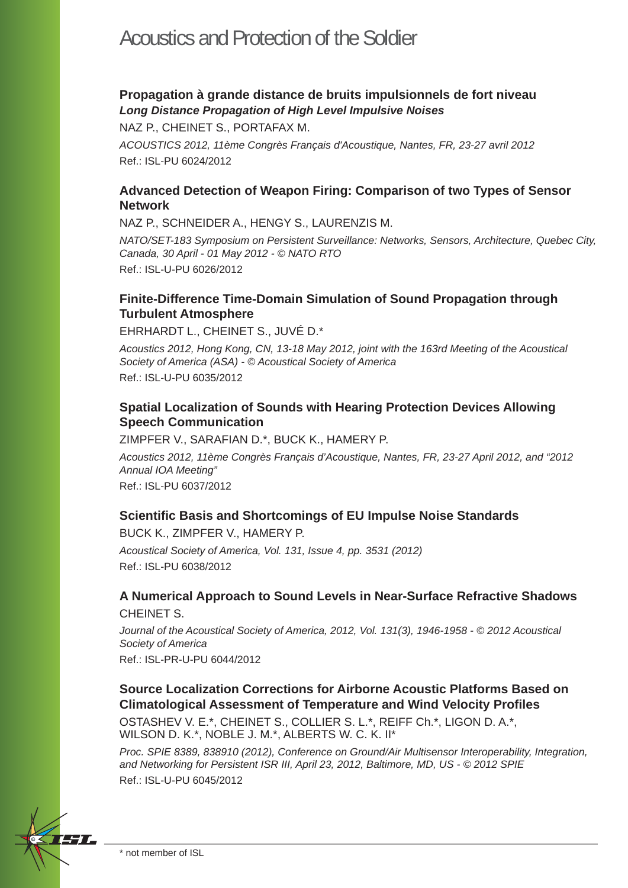# Acoustics and Protection of the Soldier

### Propagation à grande distance de bruits impulsionnels de fort niveau
***Long Distance Propagation of High Level Impulsive Noises***

NAZ P., CHEINET S., PORTAFAX M.

*ACOUSTICS 2012, 11ème Congrès Français d'Acoustique, Nantes, FR, 23-27 avril 2012*

Ref.: ISL-PU 6024/2012

### Advanced Detection of Weapon Firing: Comparison of two Types of Sensor Network

NAZ P., SCHNEIDER A., HENGY S., LAURENZIS M.

*NATO/SET-183 Symposium on Persistent Surveillance: Networks, Sensors, Architecture, Quebec City, Canada, 30 April - 01 May 2012 - © NATO RTO*

Ref.: ISL-U-PU 6026/2012

### Finite-Difference Time-Domain Simulation of Sound Propagation through Turbulent Atmosphere

EHRHARDT L., CHEINET S., JUVÉ D.*

*Acoustics 2012, Hong Kong, CN, 13-18 May 2012, joint with the 163rd Meeting of the Acoustical Society of America (ASA) - © Acoustical Society of America*

Ref.: ISL-U-PU 6035/2012

### Spatial Localization of Sounds with Hearing Protection Devices Allowing Speech Communication

ZIMPFER V., SARAFIAN D.*, BUCK K., HAMERY P.

*Acoustics 2012, 11ème Congrès Français d'Acoustique, Nantes, FR, 23-27 April 2012, and "2012 Annual IOA Meeting"*

Ref.: ISL-PU 6037/2012

### Scientific Basis and Shortcomings of EU Impulse Noise Standards

BUCK K., ZIMPFER V., HAMERY P.

*Acoustical Society of America, Vol. 131, Issue 4, pp. 3531 (2012)*

Ref.: ISL-PU 6038/2012

### A Numerical Approach to Sound Levels in Near-Surface Refractive Shadows

CHEINET S.

*Journal of the Acoustical Society of America, 2012, Vol. 131(3), 1946-1958 - © 2012 Acoustical Society of America*

Ref.: ISL-PR-U-PU 6044/2012

### Source Localization Corrections for Airborne Acoustic Platforms Based on Climatological Assessment of Temperature and Wind Velocity Profiles

OSTASHEV V. E.*, CHEINET S., COLLIER S. L.*, REIFF Ch.*, LIGON D. A.*, WILSON D. K.*, NOBLE J. M.*, ALBERTS W. C. K. II*

*Proc. SPIE 8389, 838910 (2012), Conference on Ground/Air Multisensor Interoperability, Integration, and Networking for Persistent ISR III, April 23, 2012, Baltimore, MD, US - © 2012 SPIE*

Ref.: ISL-U-PU 6045/2012

\* not member of ISL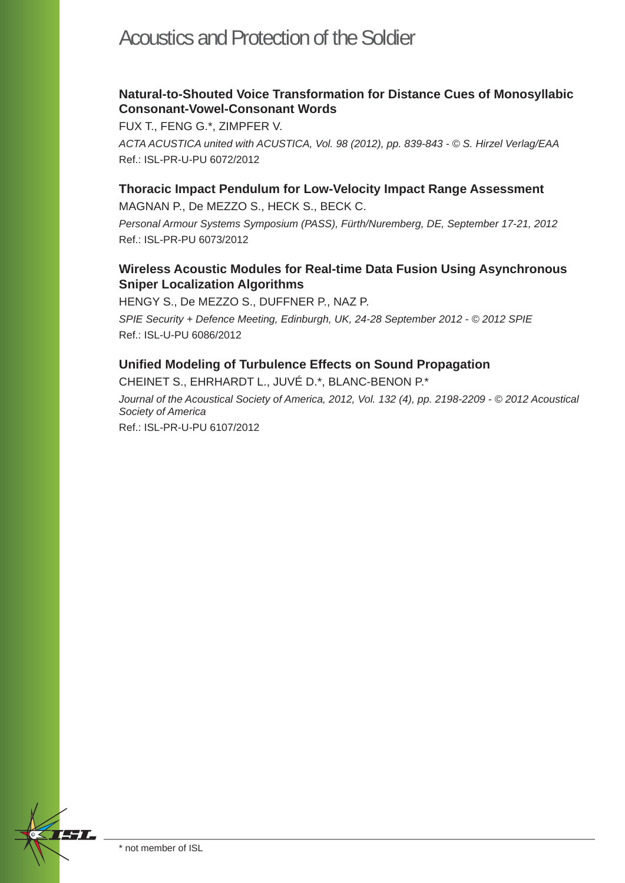# Acoustics and Protection of the Soldier

### Natural-to-Shouted Voice Transformation for Distance Cues of Monosyllabic Consonant-Vowel-Consonant Words

FUX T., FENG G.*, ZIMPFER V.

*ACTA ACUSTICA united with ACUSTICA, Vol. 98 (2012), pp. 839-843 - © S. Hirzel Verlag/EAA*

Ref.: ISL-PR-U-PU 6072/2012

### Thoracic Impact Pendulum for Low-Velocity Impact Range Assessment

MAGNAN P., De MEZZO S., HECK S., BECK C.

*Personal Armour Systems Symposium (PASS), Fürth/Nuremberg, DE, September 17-21, 2012*

Ref.: ISL-PR-PU 6073/2012

### Wireless Acoustic Modules for Real-time Data Fusion Using Asynchronous Sniper Localization Algorithms

HENGY S., De MEZZO S., DUFFNER P., NAZ P.

*SPIE Security + Defence Meeting, Edinburgh, UK, 24-28 September 2012 - © 2012 SPIE*

Ref.: ISL-U-PU 6086/2012

### Unified Modeling of Turbulence Effects on Sound Propagation

CHEINET S., EHRHARDT L., JUVÉ D.*, BLANC-BENON P.*

*Journal of the Acoustical Society of America, 2012, Vol. 132 (4), pp. 2198-2209 - © 2012 Acoustical Society of America*

Ref.: ISL-PR-U-PU 6107/2012

* not member of ISL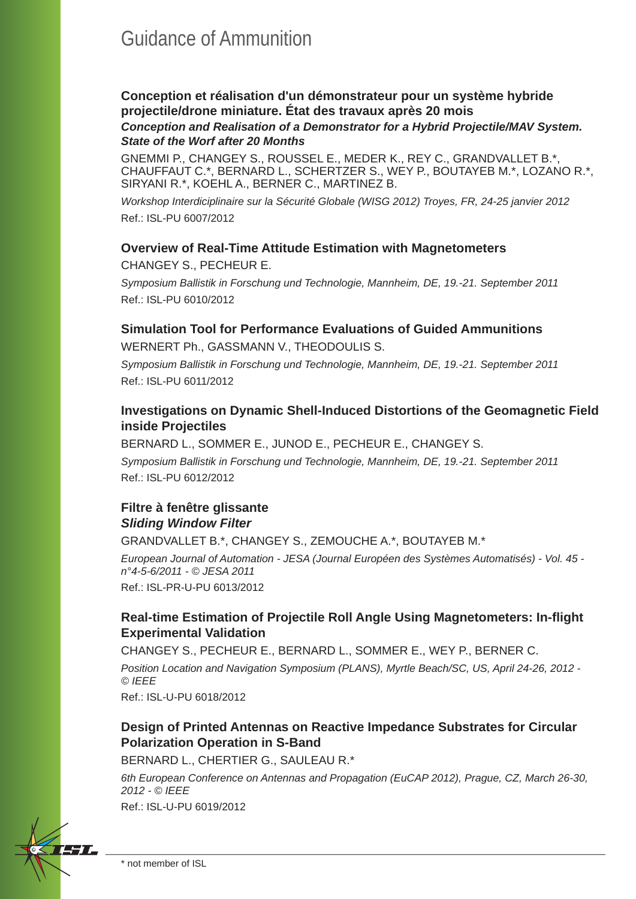# Guidance of Ammunition

**Conception et réalisation d'un démonstrateur pour un système hybride projectile/drone miniature. État des travaux après 20 mois**
***Conception and Realisation of a Demonstrator for a Hybrid Projectile/MAV System. State of the Worf after 20 Months***

GNEMMI P., CHANGEY S., ROUSSEL E., MEDER K., REY C., GRANDVALLET B.*, CHAUFFAUT C.*, BERNARD L., SCHERTZER S., WEY P., BOUTAYEB M.*, LOZANO R.*, SIRYANI R.*, KOEHL A., BERNER C., MARTINEZ B.

*Workshop Interdiciplinaire sur la Sécurité Globale (WISG 2012) Troyes, FR, 24-25 janvier 2012*

Ref.: ISL-PU 6007/2012

**Overview of Real-Time Attitude Estimation with Magnetometers**

CHANGEY S., PECHEUR E.

*Symposium Ballistik in Forschung und Technologie, Mannheim, DE, 19.-21. September 2011*

Ref.: ISL-PU 6010/2012

**Simulation Tool for Performance Evaluations of Guided Ammunitions**

WERNERT Ph., GASSMANN V., THEODOULIS S.

*Symposium Ballistik in Forschung und Technologie, Mannheim, DE, 19.-21. September 2011*

Ref.: ISL-PU 6011/2012

**Investigations on Dynamic Shell-Induced Distortions of the Geomagnetic Field inside Projectiles**

BERNARD L., SOMMER E., JUNOD E., PECHEUR E., CHANGEY S.

*Symposium Ballistik in Forschung und Technologie, Mannheim, DE, 19.-21. September 2011*

Ref.: ISL-PU 6012/2012

**Filtre à fenêtre glissante**
***Sliding Window Filter***

GRANDVALLET B.*, CHANGEY S., ZEMOUCHE A.*, BOUTAYEB M.*

*European Journal of Automation - JESA (Journal Européen des Systèmes Automatisés) - Vol. 45 - n°4-5-6/2011 - © JESA 2011*

Ref.: ISL-PR-U-PU 6013/2012

**Real-time Estimation of Projectile Roll Angle Using Magnetometers: In-flight Experimental Validation**

CHANGEY S., PECHEUR E., BERNARD L., SOMMER E., WEY P., BERNER C.

*Position Location and Navigation Symposium (PLANS), Myrtle Beach/SC, US, April 24-26, 2012 - © IEEE*

Ref.: ISL-U-PU 6018/2012

**Design of Printed Antennas on Reactive Impedance Substrates for Circular Polarization Operation in S-Band**

BERNARD L., CHERTIER G., SAULEAU R.*

*6th European Conference on Antennas and Propagation (EuCAP 2012), Prague, CZ, March 26-30, 2012 - © IEEE*

Ref.: ISL-U-PU 6019/2012

\* not member of ISL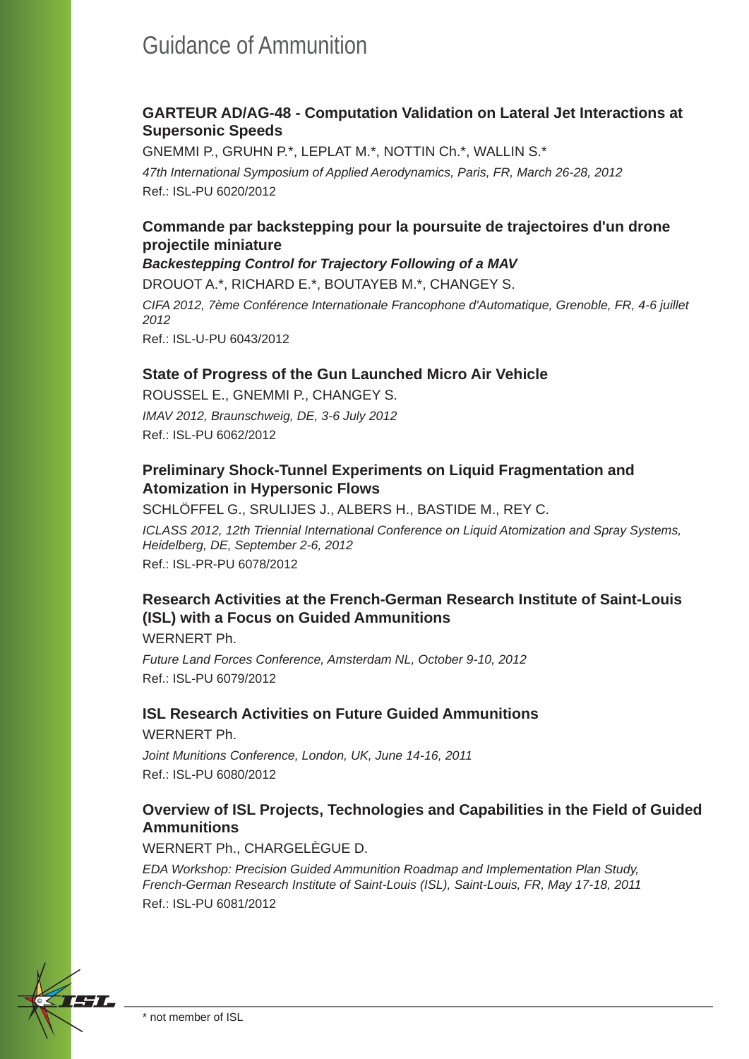# Guidance of Ammunition

### GARTEUR AD/AG-48 - Computation Validation on Lateral Jet Interactions at Supersonic Speeds

GNEMMI P., GRUHN P.*, LEPLAT M.*, NOTTIN Ch.*, WALLIN S.*

*47th International Symposium of Applied Aerodynamics, Paris, FR, March 26-28, 2012*

Ref.: ISL-PU 6020/2012

### Commande par backstepping pour la poursuite de trajectoires d'un drone projectile miniature

***Backestepping Control for Trajectory Following of a MAV***

DROUOT A.*, RICHARD E.*, BOUTAYEB M.*, CHANGEY S.

*CIFA 2012, 7ème Conférence Internationale Francophone d'Automatique, Grenoble, FR, 4-6 juillet 2012*

Ref.: ISL-U-PU 6043/2012

### State of Progress of the Gun Launched Micro Air Vehicle

ROUSSEL E., GNEMMI P., CHANGEY S.

*IMAV 2012, Braunschweig, DE, 3-6 July 2012*

Ref.: ISL-PU 6062/2012

### Preliminary Shock-Tunnel Experiments on Liquid Fragmentation and Atomization in Hypersonic Flows

SCHLÖFFEL G., SRULIJES J., ALBERS H., BASTIDE M., REY C.

*ICLASS 2012, 12th Triennial International Conference on Liquid Atomization and Spray Systems, Heidelberg, DE, September 2-6, 2012*

Ref.: ISL-PR-PU 6078/2012

### Research Activities at the French-German Research Institute of Saint-Louis (ISL) with a Focus on Guided Ammunitions

WERNERT Ph.

*Future Land Forces Conference, Amsterdam NL, October 9-10, 2012*

Ref.: ISL-PU 6079/2012

### ISL Research Activities on Future Guided Ammunitions

WERNERT Ph.

*Joint Munitions Conference, London, UK, June 14-16, 2011*

Ref.: ISL-PU 6080/2012

### Overview of ISL Projects, Technologies and Capabilities in the Field of Guided Ammunitions

WERNERT Ph., CHARGELÈGUE D.

*EDA Workshop: Precision Guided Ammunition Roadmap and Implementation Plan Study, French-German Research Institute of Saint-Louis (ISL), Saint-Louis, FR, May 17-18, 2011*

Ref.: ISL-PU 6081/2012

\* not member of ISL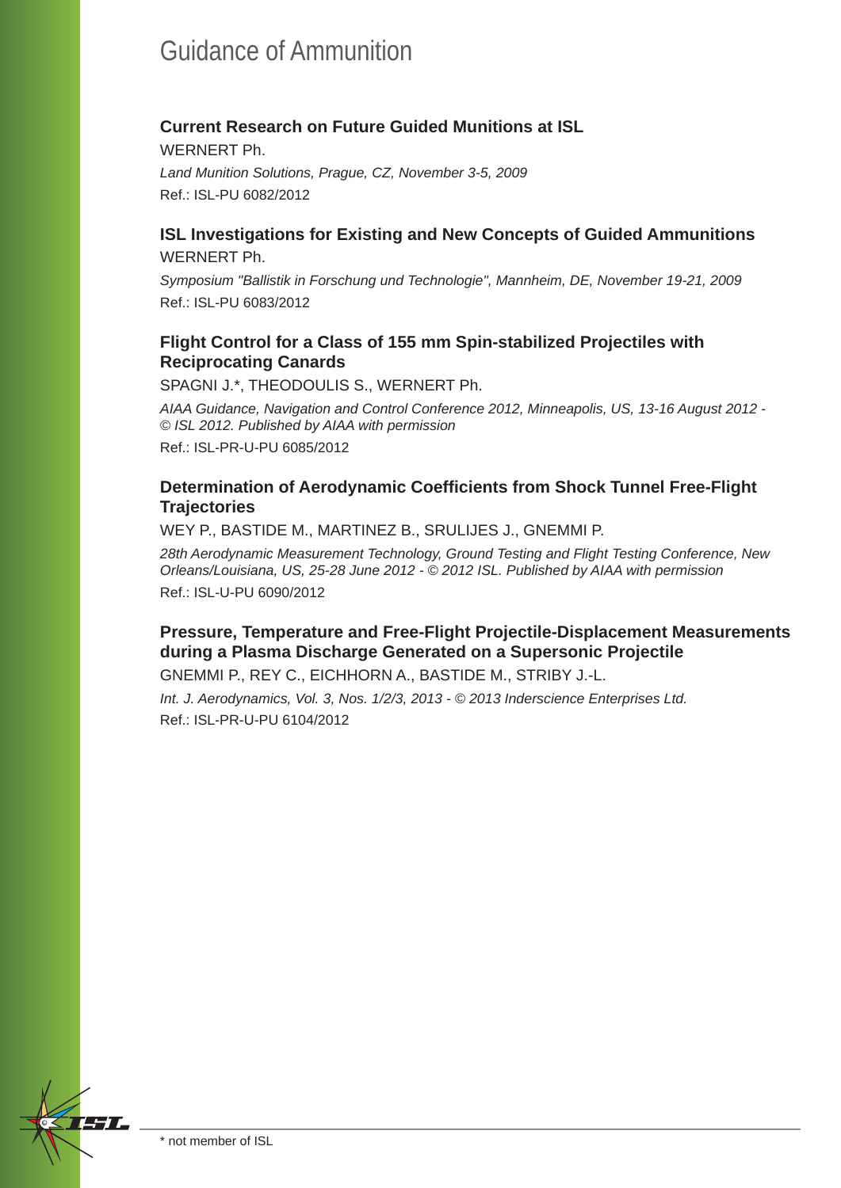# Guidance of Ammunition

### Current Research on Future Guided Munitions at ISL

WERNERT Ph.

*Land Munition Solutions, Prague, CZ, November 3-5, 2009*

Ref.: ISL-PU 6082/2012

### ISL Investigations for Existing and New Concepts of Guided Ammunitions

WERNERT Ph.

*Symposium "Ballistik in Forschung und Technologie", Mannheim, DE, November 19-21, 2009*

Ref.: ISL-PU 6083/2012

### Flight Control for a Class of 155 mm Spin-stabilized Projectiles with Reciprocating Canards

SPAGNI J.*, THEODOULIS S., WERNERT Ph.

*AIAA Guidance, Navigation and Control Conference 2012, Minneapolis, US, 13-16 August 2012 - © ISL 2012. Published by AIAA with permission*

Ref.: ISL-PR-U-PU 6085/2012

### Determination of Aerodynamic Coefficients from Shock Tunnel Free-Flight Trajectories

WEY P., BASTIDE M., MARTINEZ B., SRULIJES J., GNEMMI P.

*28th Aerodynamic Measurement Technology, Ground Testing and Flight Testing Conference, New Orleans/Louisiana, US, 25-28 June 2012 - © 2012 ISL. Published by AIAA with permission*

Ref.: ISL-U-PU 6090/2012

### Pressure, Temperature and Free-Flight Projectile-Displacement Measurements during a Plasma Discharge Generated on a Supersonic Projectile

GNEMMI P., REY C., EICHHORN A., BASTIDE M., STRIBY J.-L.

*Int. J. Aerodynamics, Vol. 3, Nos. 1/2/3, 2013 - © 2013 Inderscience Enterprises Ltd.*

Ref.: ISL-PR-U-PU 6104/2012

\* not member of ISL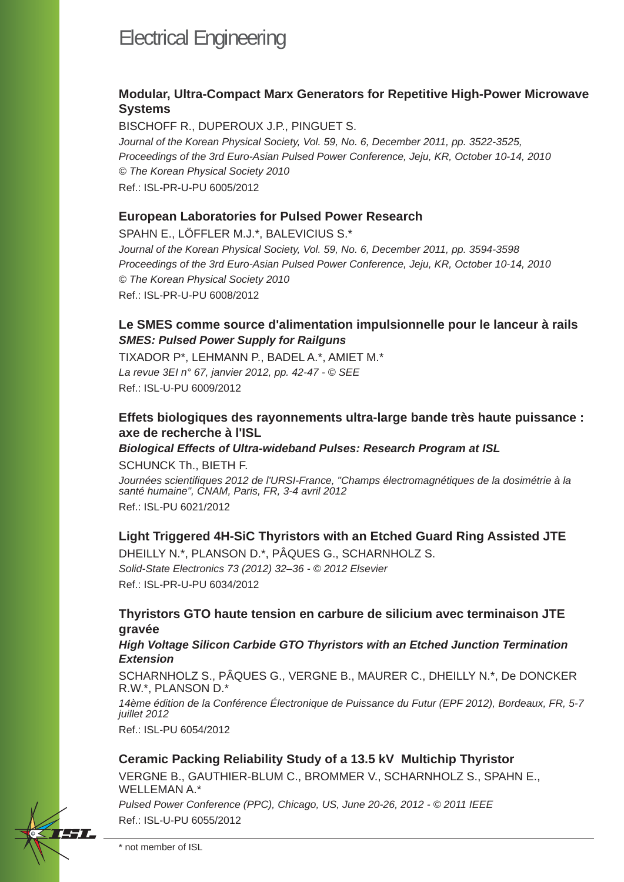# Electrical Engineering

### Modular, Ultra-Compact Marx Generators for Repetitive High-Power Microwave Systems

BISCHOFF R., DUPEROUX J.P., PINGUET S.

*Journal of the Korean Physical Society, Vol. 59, No. 6, December 2011, pp. 3522-3525, Proceedings of the 3rd Euro-Asian Pulsed Power Conference, Jeju, KR, October 10-14, 2010 © The Korean Physical Society 2010*

Ref.: ISL-PR-U-PU 6005/2012

### European Laboratories for Pulsed Power Research

SPAHN E., LÖFFLER M.J.*, BALEVICIUS S.*

*Journal of the Korean Physical Society, Vol. 59, No. 6, December 2011, pp. 3594-3598 Proceedings of the 3rd Euro-Asian Pulsed Power Conference, Jeju, KR, October 10-14, 2010 © The Korean Physical Society 2010*

Ref.: ISL-PR-U-PU 6008/2012

### Le SMES comme source d'alimentation impulsionnelle pour le lanceur à rails

***SMES: Pulsed Power Supply for Railguns***

TIXADOR P*, LEHMANN P., BADEL A.*, AMIET M.*

*La revue 3EI n° 67, janvier 2012, pp. 42-47 - © SEE*

Ref.: ISL-U-PU 6009/2012

### Effets biologiques des rayonnements ultra-large bande très haute puissance : axe de recherche à l'ISL

***Biological Effects of Ultra-wideband Pulses: Research Program at ISL***

SCHUNCK Th., BIETH F.

*Journées scientifiques 2012 de l'URSI-France, "Champs électromagnétiques de la dosimétrie à la santé humaine", CNAM, Paris, FR, 3-4 avril 2012*

Ref.: ISL-PU 6021/2012

### Light Triggered 4H-SiC Thyristors with an Etched Guard Ring Assisted JTE

DHEILLY N.*, PLANSON D.*, PÂQUES G., SCHARNHOLZ S.

*Solid-State Electronics 73 (2012) 32–36 - © 2012 Elsevier*

Ref.: ISL-PR-U-PU 6034/2012

### Thyristors GTO haute tension en carbure de silicium avec terminaison JTE gravée

***High Voltage Silicon Carbide GTO Thyristors with an Etched Junction Termination Extension***

SCHARNHOLZ S., PÂQUES G., VERGNE B., MAURER C., DHEILLY N.*, De DONCKER R.W.*, PLANSON D.*

*14ème édition de la Conférence Électronique de Puissance du Futur (EPF 2012), Bordeaux, FR, 5-7 juillet 2012*

Ref.: ISL-PU 6054/2012

### Ceramic Packing Reliability Study of a 13.5 kV Multichip Thyristor

VERGNE B., GAUTHIER-BLUM C., BROMMER V., SCHARNHOLZ S., SPAHN E., WELLEMAN A.*

*Pulsed Power Conference (PPC), Chicago, US, June 20-26, 2012 - © 2011 IEEE*

Ref.: ISL-U-PU 6055/2012

\* not member of ISL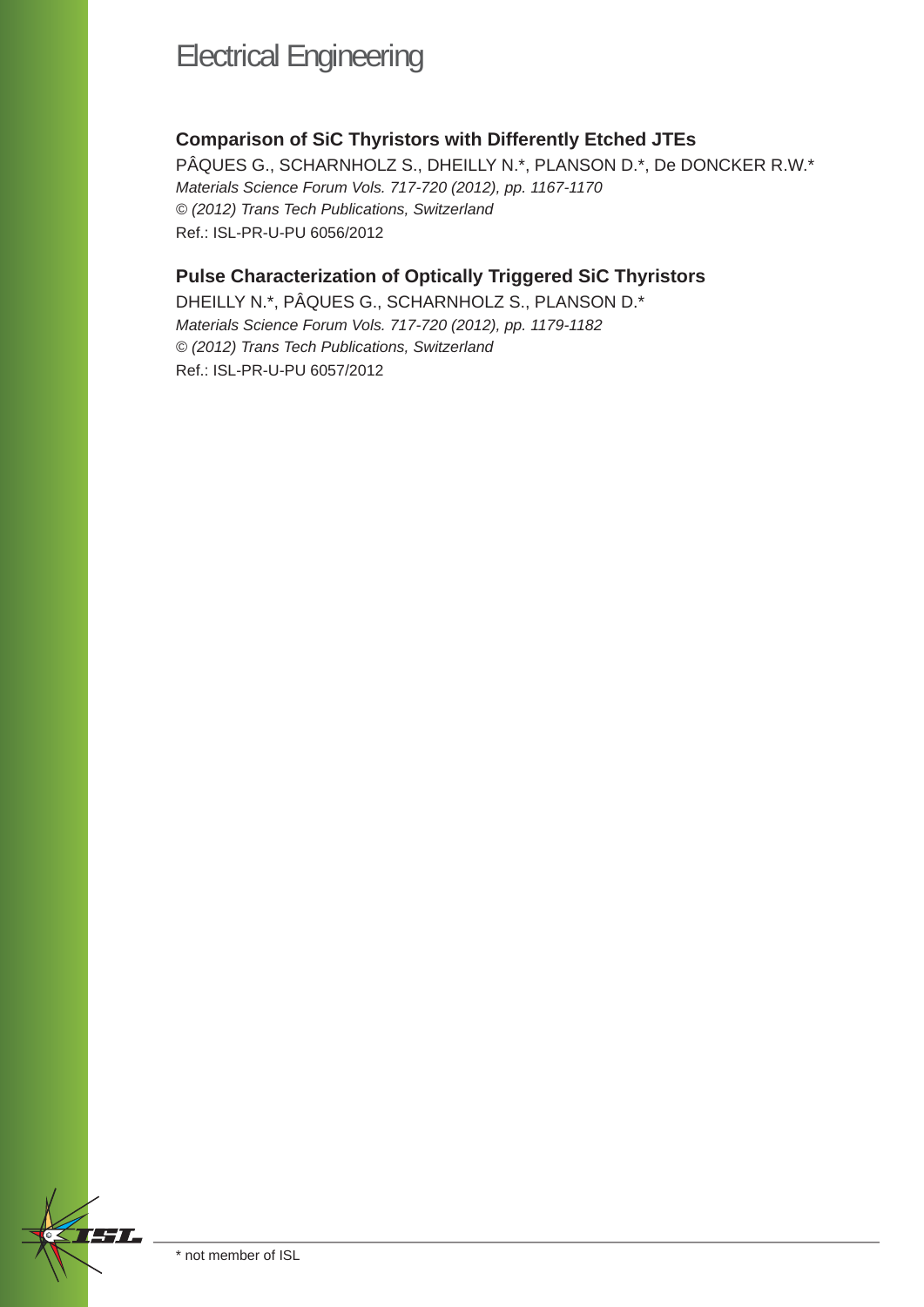# Electrical Engineering

### Comparison of SiC Thyristors with Differently Etched JTEs

PÂQUES G., SCHARNHOLZ S., DHEILLY N.*, PLANSON D.*, De DONCKER R.W.*
*Materials Science Forum Vols. 717-720 (2012), pp. 1167-1170*
*© (2012) Trans Tech Publications, Switzerland*
Ref.: ISL-PR-U-PU 6056/2012

### Pulse Characterization of Optically Triggered SiC Thyristors

DHEILLY N.*, PÂQUES G., SCHARNHOLZ S., PLANSON D.*
*Materials Science Forum Vols. 717-720 (2012), pp. 1179-1182*
*© (2012) Trans Tech Publications, Switzerland*
Ref.: ISL-PR-U-PU 6057/2012

* not member of ISL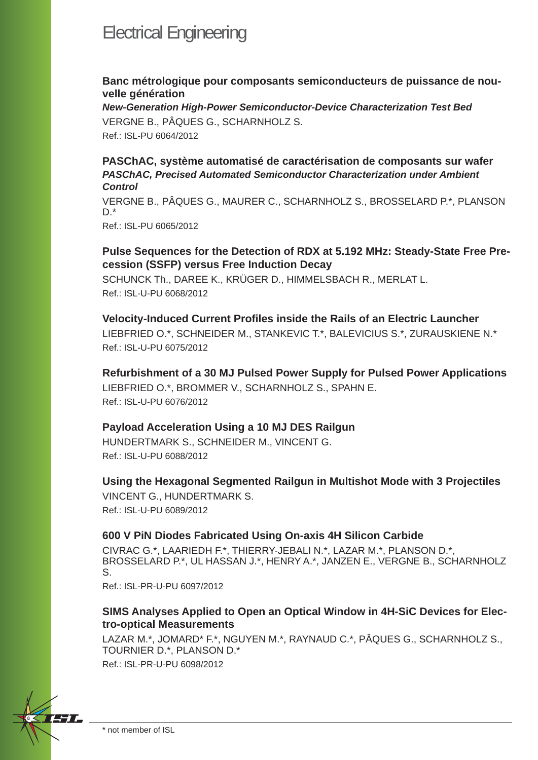# Electrical Engineering

**Banc métrologique pour composants semiconducteurs de puissance de nouvelle génération**

***New-Generation High-Power Semiconductor-Device Characterization Test Bed***

VERGNE B., PÂQUES G., SCHARNHOLZ S.

Ref.: ISL-PU 6064/2012

**PASChAC, système automatisé de caractérisation de composants sur wafer**

***PASChAC, Precised Automated Semiconductor Characterization under Ambient Control***

VERGNE B., PÂQUES G., MAURER C., SCHARNHOLZ S., BROSSELARD P.*, PLANSON D.*

Ref.: ISL-PU 6065/2012

**Pulse Sequences for the Detection of RDX at 5.192 MHz: Steady-State Free Precession (SSFP) versus Free Induction Decay**

SCHUNCK Th., DAREE K., KRÜGER D., HIMMELSBACH R., MERLAT L.

Ref.: ISL-U-PU 6068/2012

**Velocity-Induced Current Profiles inside the Rails of an Electric Launcher**

LIEBFRIED O.*, SCHNEIDER M., STANKEVIC T.*, BALEVICIUS S.*, ZURAUSKIENE N.*

Ref.: ISL-U-PU 6075/2012

**Refurbishment of a 30 MJ Pulsed Power Supply for Pulsed Power Applications**

LIEBFRIED O.*, BROMMER V., SCHARNHOLZ S., SPAHN E.

Ref.: ISL-U-PU 6076/2012

**Payload Acceleration Using a 10 MJ DES Railgun**

HUNDERTMARK S., SCHNEIDER M., VINCENT G.

Ref.: ISL-U-PU 6088/2012

**Using the Hexagonal Segmented Railgun in Multishot Mode with 3 Projectiles**

VINCENT G., HUNDERTMARK S.

Ref.: ISL-U-PU 6089/2012

**600 V PiN Diodes Fabricated Using On-axis 4H Silicon Carbide**

CIVRAC G.*, LAARIEDH F.*, THIERRY-JEBALI N.*, LAZAR M.*, PLANSON D.*, BROSSELARD P.*, UL HASSAN J.*, HENRY A.*, JANZEN E., VERGNE B., SCHARNHOLZ S.

Ref.: ISL-PR-U-PU 6097/2012

**SIMS Analyses Applied to Open an Optical Window in 4H-SiC Devices for Electro-optical Measurements**

LAZAR M.*, JOMARD* F.*, NGUYEN M.*, RAYNAUD C.*, PÂQUES G., SCHARNHOLZ S., TOURNIER D.*, PLANSON D.*

Ref.: ISL-PR-U-PU 6098/2012

\* not member of ISL